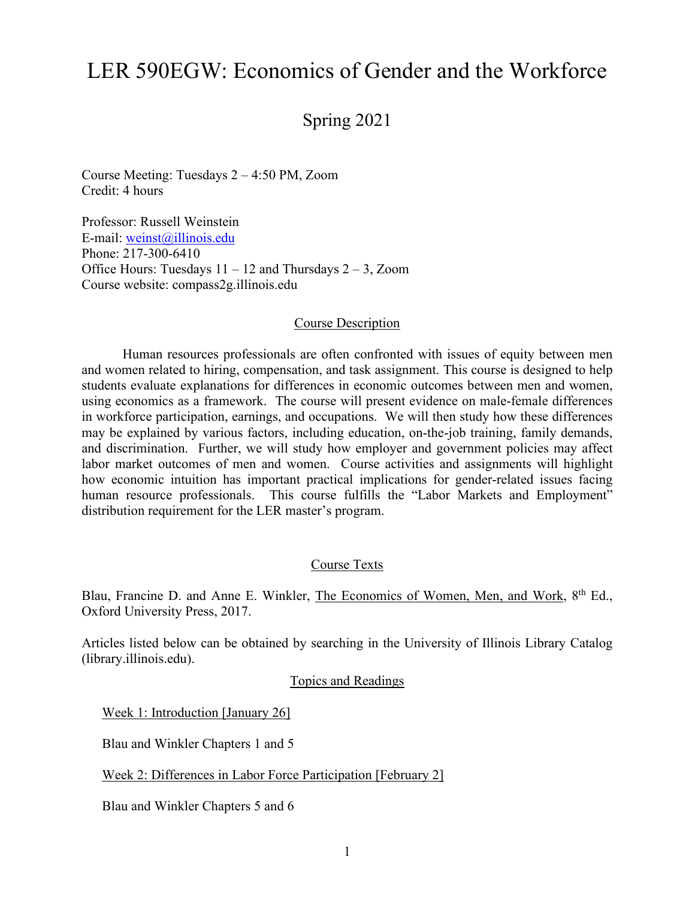# LER 590EGW: Economics of Gender and the Workforce

## Spring 2021

Course Meeting: Tuesdays 2 – 4:50 PM, Zoom
Credit: 4 hours

Professor: Russell Weinstein
E-mail: weinst@illinois.edu
Phone: 217-300-6410
Office Hours: Tuesdays 11 – 12 and Thursdays 2 – 3, Zoom
Course website: compass2g.illinois.edu

### Course Description

Human resources professionals are often confronted with issues of equity between men and women related to hiring, compensation, and task assignment. This course is designed to help students evaluate explanations for differences in economic outcomes between men and women, using economics as a framework. The course will present evidence on male-female differences in workforce participation, earnings, and occupations. We will then study how these differences may be explained by various factors, including education, on-the-job training, family demands, and discrimination. Further, we will study how employer and government policies may affect labor market outcomes of men and women. Course activities and assignments will highlight how economic intuition has important practical implications for gender-related issues facing human resource professionals. This course fulfills the "Labor Markets and Employment" distribution requirement for the LER master's program.

### Course Texts

Blau, Francine D. and Anne E. Winkler, The Economics of Women, Men, and Work, 8th Ed., Oxford University Press, 2017.

Articles listed below can be obtained by searching in the University of Illinois Library Catalog (library.illinois.edu).

### Topics and Readings

Week 1: Introduction [January 26]

Blau and Winkler Chapters 1 and 5

Week 2: Differences in Labor Force Participation [February 2]

Blau and Winkler Chapters 5 and 6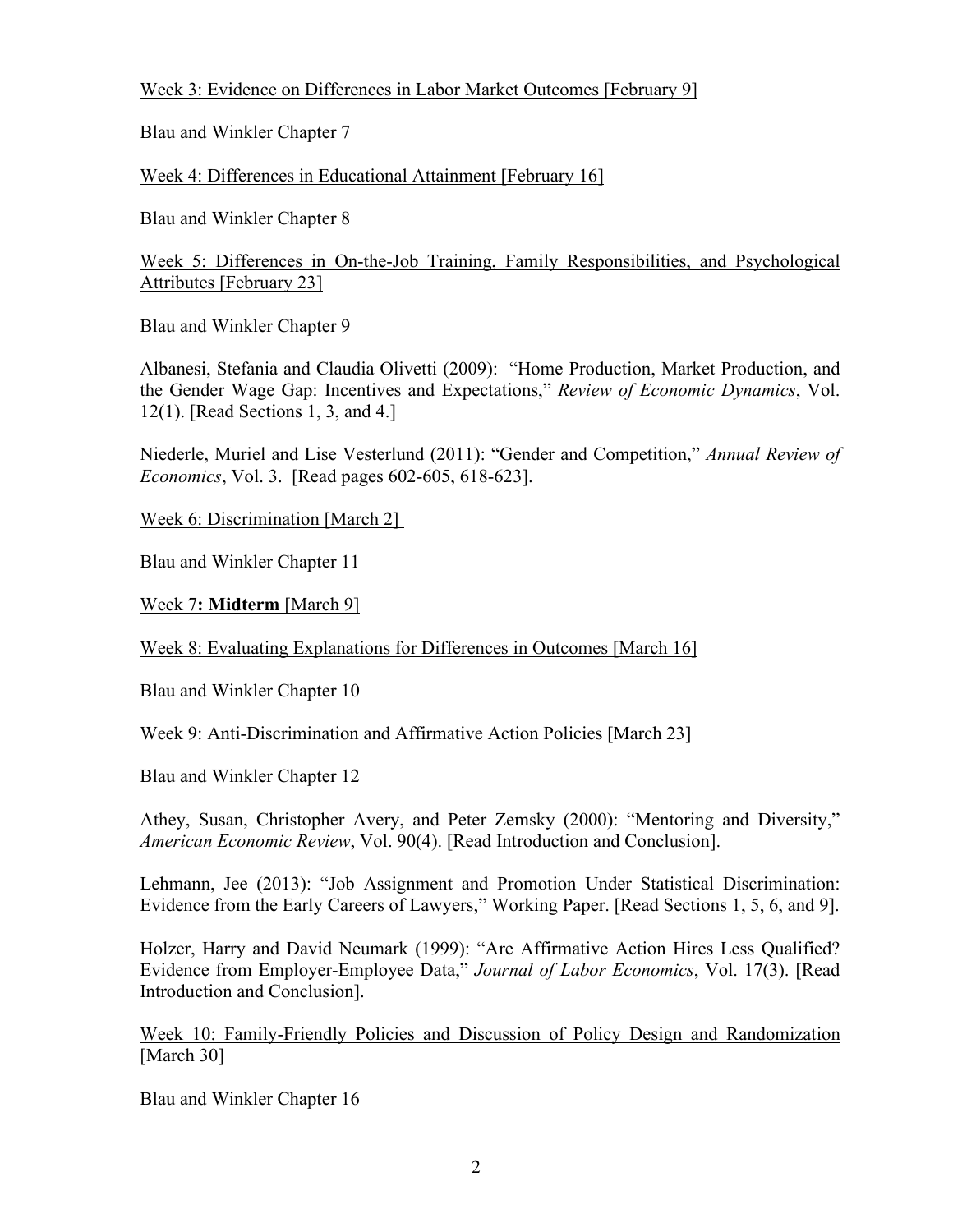Week 3: Evidence on Differences in Labor Market Outcomes [February 9]

Blau and Winkler Chapter 7

Week 4: Differences in Educational Attainment [February 16]

Blau and Winkler Chapter 8

Week 5: Differences in On-the-Job Training, Family Responsibilities, and Psychological Attributes [February 23]

Blau and Winkler Chapter 9

Albanesi, Stefania and Claudia Olivetti (2009): "Home Production, Market Production, and the Gender Wage Gap: Incentives and Expectations," *Review of Economic Dynamics*, Vol. 12(1). [Read Sections 1, 3, and 4.]

Niederle, Muriel and Lise Vesterlund (2011): "Gender and Competition," *Annual Review of Economics*, Vol. 3. [Read pages 602-605, 618-623].

Week 6: Discrimination [March 2]

Blau and Winkler Chapter 11

Week 7**: Midterm** [March 9]

Week 8: Evaluating Explanations for Differences in Outcomes [March 16]

Blau and Winkler Chapter 10

Week 9: Anti-Discrimination and Affirmative Action Policies [March 23]

Blau and Winkler Chapter 12

Athey, Susan, Christopher Avery, and Peter Zemsky (2000): "Mentoring and Diversity," *American Economic Review*, Vol. 90(4). [Read Introduction and Conclusion].

Lehmann, Jee (2013): "Job Assignment and Promotion Under Statistical Discrimination: Evidence from the Early Careers of Lawyers," Working Paper. [Read Sections 1, 5, 6, and 9].

Holzer, Harry and David Neumark (1999): "Are Affirmative Action Hires Less Qualified? Evidence from Employer-Employee Data," *Journal of Labor Economics*, Vol. 17(3). [Read Introduction and Conclusion].

Week 10: Family-Friendly Policies and Discussion of Policy Design and Randomization [March 30]

Blau and Winkler Chapter 16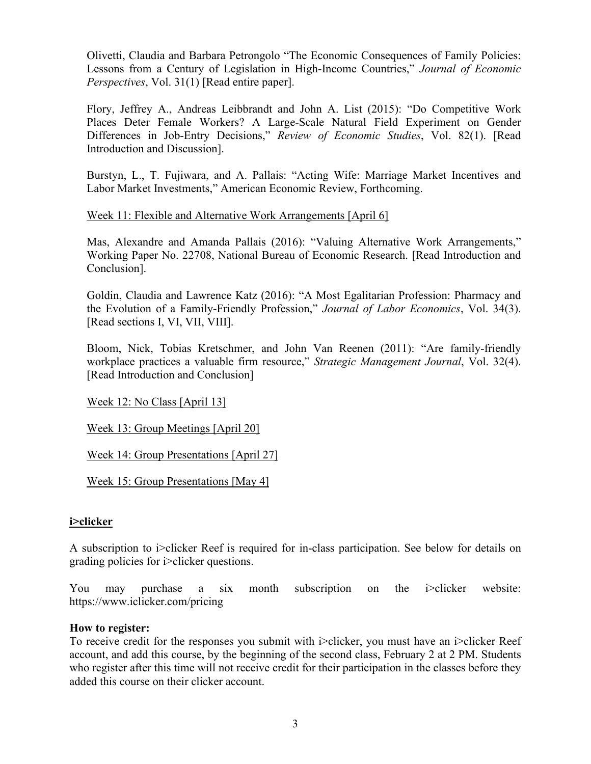Olivetti, Claudia and Barbara Petrongolo "The Economic Consequences of Family Policies: Lessons from a Century of Legislation in High-Income Countries," *Journal of Economic Perspectives*, Vol. 31(1) [Read entire paper].

Flory, Jeffrey A., Andreas Leibbrandt and John A. List (2015): "Do Competitive Work Places Deter Female Workers? A Large-Scale Natural Field Experiment on Gender Differences in Job-Entry Decisions," *Review of Economic Studies*, Vol. 82(1). [Read Introduction and Discussion].

Burstyn, L., T. Fujiwara, and A. Pallais: "Acting Wife: Marriage Market Incentives and Labor Market Investments," American Economic Review, Forthcoming.

<u>Week 11: Flexible and Alternative Work Arrangements [April 6]</u>

Mas, Alexandre and Amanda Pallais (2016): "Valuing Alternative Work Arrangements," Working Paper No. 22708, National Bureau of Economic Research. [Read Introduction and Conclusion].

Goldin, Claudia and Lawrence Katz (2016): "A Most Egalitarian Profession: Pharmacy and the Evolution of a Family-Friendly Profession," *Journal of Labor Economics*, Vol. 34(3). [Read sections I, VI, VII, VIII].

Bloom, Nick, Tobias Kretschmer, and John Van Reenen (2011): "Are family-friendly workplace practices a valuable firm resource," *Strategic Management Journal*, Vol. 32(4). [Read Introduction and Conclusion]

<u>Week 12: No Class [April 13]</u>

<u>Week 13: Group Meetings [April 20]</u>

<u>Week 14: Group Presentations [April 27]</u>

<u>Week 15: Group Presentations [May 4]</u>

## i>clicker

A subscription to i>clicker Reef is required for in-class participation. See below for details on grading policies for i>clicker questions.

You may purchase a six month subscription on the i>clicker website: https://www.iclicker.com/pricing

**How to register:**
To receive credit for the responses you submit with i>clicker, you must have an i>clicker Reef account, and add this course, by the beginning of the second class, February 2 at 2 PM. Students who register after this time will not receive credit for their participation in the classes before they added this course on their clicker account.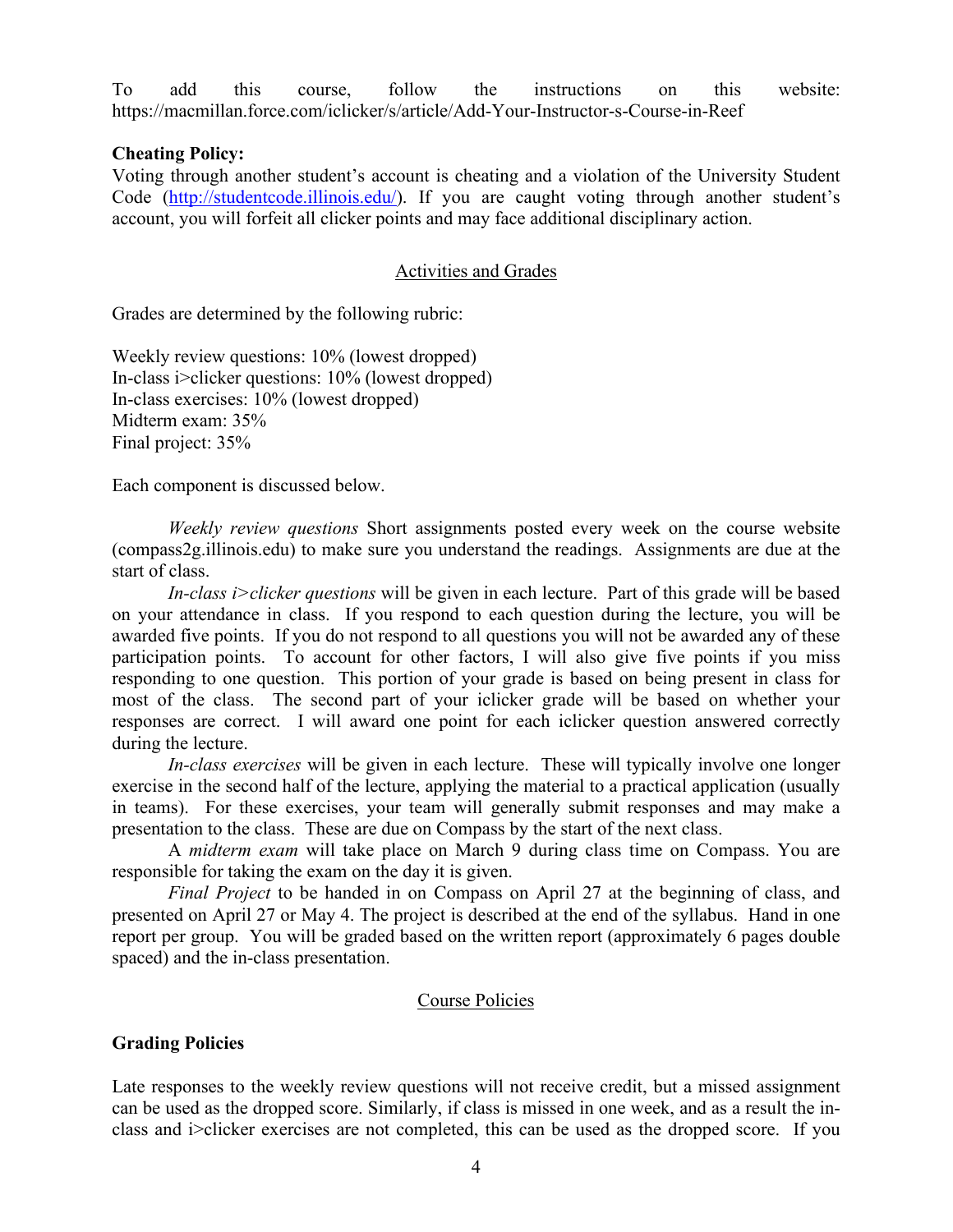To add this course, follow the instructions on this website: https://macmillan.force.com/iclicker/s/article/Add-Your-Instructor-s-Course-in-Reef

**Cheating Policy:**
Voting through another student's account is cheating and a violation of the University Student Code (http://studentcode.illinois.edu/). If you are caught voting through another student's account, you will forfeit all clicker points and may face additional disciplinary action.

## Activities and Grades

Grades are determined by the following rubric:

Weekly review questions: 10% (lowest dropped)
In-class i>clicker questions: 10% (lowest dropped)
In-class exercises: 10% (lowest dropped)
Midterm exam: 35%
Final project: 35%

Each component is discussed below.

*Weekly review questions* Short assignments posted every week on the course website (compass2g.illinois.edu) to make sure you understand the readings. Assignments are due at the start of class.

*In-class i>clicker questions* will be given in each lecture. Part of this grade will be based on your attendance in class. If you respond to each question during the lecture, you will be awarded five points. If you do not respond to all questions you will not be awarded any of these participation points. To account for other factors, I will also give five points if you miss responding to one question. This portion of your grade is based on being present in class for most of the class. The second part of your iclicker grade will be based on whether your responses are correct. I will award one point for each iclicker question answered correctly during the lecture.

*In-class exercises* will be given in each lecture. These will typically involve one longer exercise in the second half of the lecture, applying the material to a practical application (usually in teams). For these exercises, your team will generally submit responses and may make a presentation to the class. These are due on Compass by the start of the next class.

A *midterm exam* will take place on March 9 during class time on Compass. You are responsible for taking the exam on the day it is given.

*Final Project* to be handed in on Compass on April 27 at the beginning of class, and presented on April 27 or May 4. The project is described at the end of the syllabus. Hand in one report per group. You will be graded based on the written report (approximately 6 pages double spaced) and the in-class presentation.

## Course Policies

**Grading Policies**

Late responses to the weekly review questions will not receive credit, but a missed assignment can be used as the dropped score. Similarly, if class is missed in one week, and as a result the in-class and i>clicker exercises are not completed, this can be used as the dropped score. If you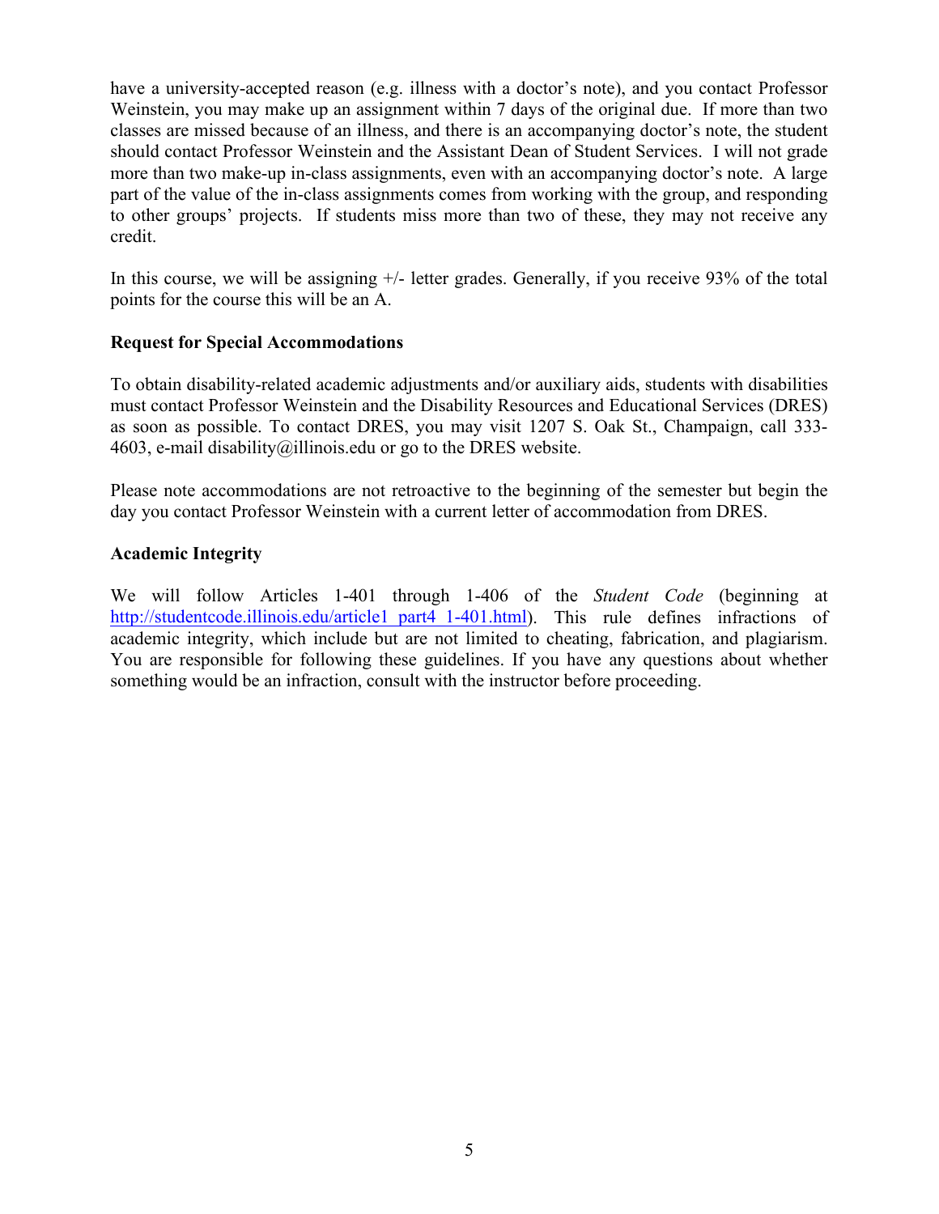have a university-accepted reason (e.g. illness with a doctor's note), and you contact Professor Weinstein, you may make up an assignment within 7 days of the original due. If more than two classes are missed because of an illness, and there is an accompanying doctor's note, the student should contact Professor Weinstein and the Assistant Dean of Student Services. I will not grade more than two make-up in-class assignments, even with an accompanying doctor's note. A large part of the value of the in-class assignments comes from working with the group, and responding to other groups' projects. If students miss more than two of these, they may not receive any credit.

In this course, we will be assigning +/- letter grades. Generally, if you receive 93% of the total points for the course this will be an A.

**Request for Special Accommodations**

To obtain disability-related academic adjustments and/or auxiliary aids, students with disabilities must contact Professor Weinstein and the Disability Resources and Educational Services (DRES) as soon as possible. To contact DRES, you may visit 1207 S. Oak St., Champaign, call 333-4603, e-mail disability@illinois.edu or go to the DRES website.

Please note accommodations are not retroactive to the beginning of the semester but begin the day you contact Professor Weinstein with a current letter of accommodation from DRES.

**Academic Integrity**

We will follow Articles 1-401 through 1-406 of the *Student Code* (beginning at http://studentcode.illinois.edu/article1_part4_1-401.html). This rule defines infractions of academic integrity, which include but are not limited to cheating, fabrication, and plagiarism. You are responsible for following these guidelines. If you have any questions about whether something would be an infraction, consult with the instructor before proceeding.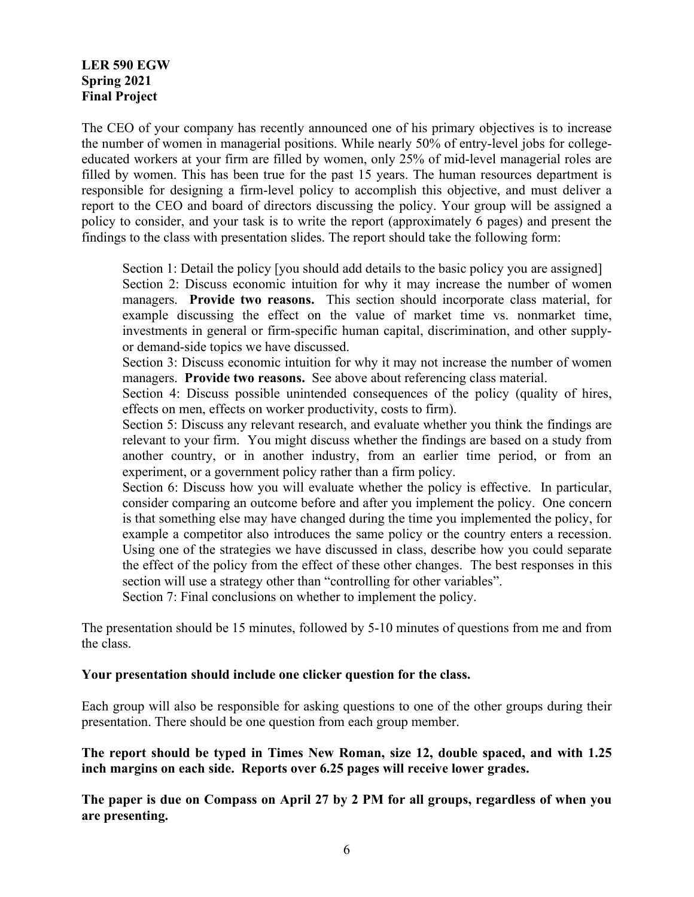**LER 590 EGW**
**Spring 2021**
**Final Project**

The CEO of your company has recently announced one of his primary objectives is to increase the number of women in managerial positions. While nearly 50% of entry-level jobs for college-educated workers at your firm are filled by women, only 25% of mid-level managerial roles are filled by women. This has been true for the past 15 years. The human resources department is responsible for designing a firm-level policy to accomplish this objective, and must deliver a report to the CEO and board of directors discussing the policy. Your group will be assigned a policy to consider, and your task is to write the report (approximately 6 pages) and present the findings to the class with presentation slides. The report should take the following form:

> Section 1: Detail the policy [you should add details to the basic policy you are assigned]
> Section 2: Discuss economic intuition for why it may increase the number of women managers. **Provide two reasons.** This section should incorporate class material, for example discussing the effect on the value of market time vs. nonmarket time, investments in general or firm-specific human capital, discrimination, and other supply- or demand-side topics we have discussed.
> Section 3: Discuss economic intuition for why it may not increase the number of women managers. **Provide two reasons.** See above about referencing class material.
> Section 4: Discuss possible unintended consequences of the policy (quality of hires, effects on men, effects on worker productivity, costs to firm).
> Section 5: Discuss any relevant research, and evaluate whether you think the findings are relevant to your firm. You might discuss whether the findings are based on a study from another country, or in another industry, from an earlier time period, or from an experiment, or a government policy rather than a firm policy.
> Section 6: Discuss how you will evaluate whether the policy is effective. In particular, consider comparing an outcome before and after you implement the policy. One concern is that something else may have changed during the time you implemented the policy, for example a competitor also introduces the same policy or the country enters a recession. Using one of the strategies we have discussed in class, describe how you could separate the effect of the policy from the effect of these other changes. The best responses in this section will use a strategy other than "controlling for other variables".
> Section 7: Final conclusions on whether to implement the policy.

The presentation should be 15 minutes, followed by 5-10 minutes of questions from me and from the class.

**Your presentation should include one clicker question for the class.**

Each group will also be responsible for asking questions to one of the other groups during their presentation. There should be one question from each group member.

**The report should be typed in Times New Roman, size 12, double spaced, and with 1.25 inch margins on each side. Reports over 6.25 pages will receive lower grades.**

**The paper is due on Compass on April 27 by 2 PM for all groups, regardless of when you are presenting.**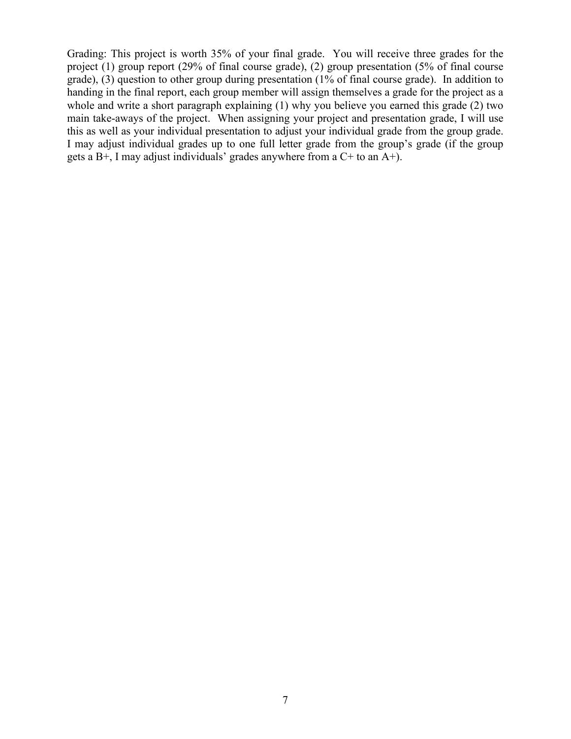Grading: This project is worth 35% of your final grade. You will receive three grades for the project (1) group report (29% of final course grade), (2) group presentation (5% of final course grade), (3) question to other group during presentation (1% of final course grade). In addition to handing in the final report, each group member will assign themselves a grade for the project as a whole and write a short paragraph explaining (1) why you believe you earned this grade (2) two main take-aways of the project. When assigning your project and presentation grade, I will use this as well as your individual presentation to adjust your individual grade from the group grade. I may adjust individual grades up to one full letter grade from the group's grade (if the group gets a B+, I may adjust individuals' grades anywhere from a C+ to an A+).